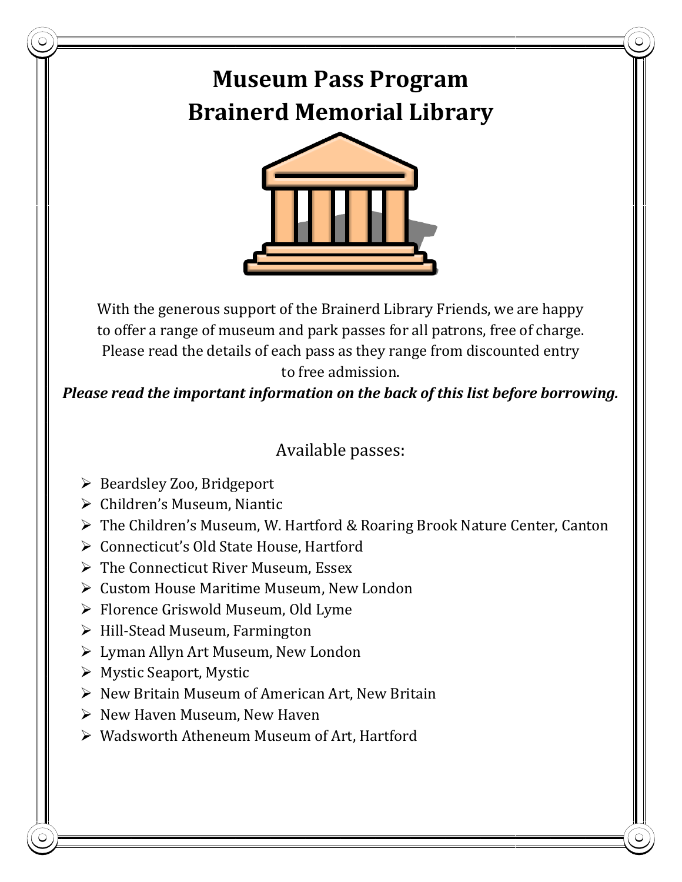# Museum Pass Program
# Brainerd Memorial Library

With the generous support of the Brainerd Library Friends, we are happy to offer a range of museum and park passes for all patrons, free of charge. Please read the details of each pass as they range from discounted entry to free admission.

***Please read the important information on the back of this list before borrowing.***

Available passes:

- Beardsley Zoo, Bridgeport
- Children's Museum, Niantic
- The Children's Museum, W. Hartford & Roaring Brook Nature Center, Canton
- Connecticut's Old State House, Hartford
- The Connecticut River Museum, Essex
- Custom House Maritime Museum, New London
- Florence Griswold Museum, Old Lyme
- Hill-Stead Museum, Farmington
- Lyman Allyn Art Museum, New London
- Mystic Seaport, Mystic
- New Britain Museum of American Art, New Britain
- New Haven Museum, New Haven
- Wadsworth Atheneum Museum of Art, Hartford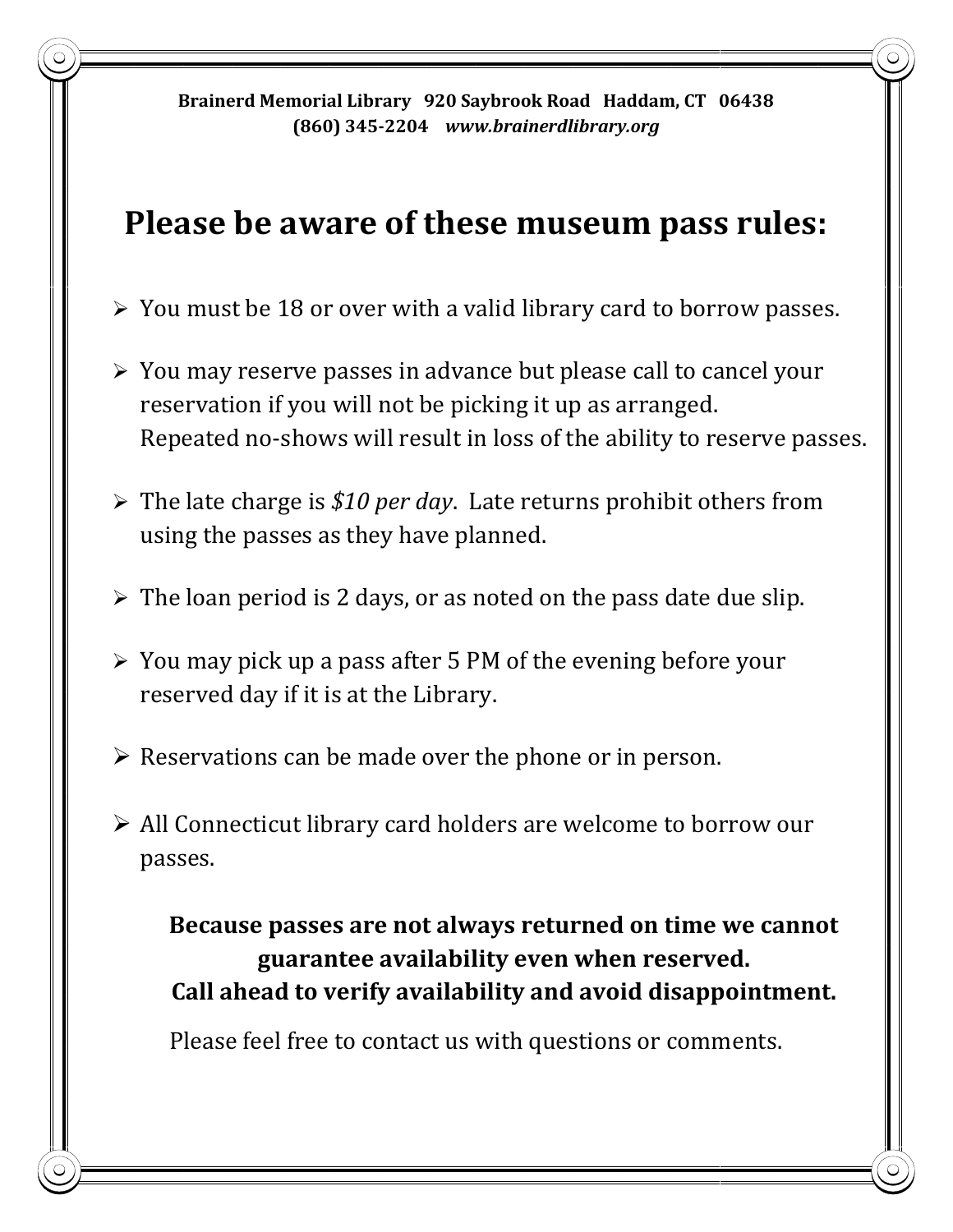**Brainerd Memorial Library 920 Saybrook Road Haddam, CT 06438**
**(860) 345-2204 *www.brainerdlibrary.org***

# Please be aware of these museum pass rules:

- You must be 18 or over with a valid library card to borrow passes.
- You may reserve passes in advance but please call to cancel your reservation if you will not be picking it up as arranged. Repeated no-shows will result in loss of the ability to reserve passes.
- The late charge is *$10 per day*. Late returns prohibit others from using the passes as they have planned.
- The loan period is 2 days, or as noted on the pass date due slip.
- You may pick up a pass after 5 PM of the evening before your reserved day if it is at the Library.
- Reservations can be made over the phone or in person.
- All Connecticut library card holders are welcome to borrow our passes.

**Because passes are not always returned on time we cannot guarantee availability even when reserved.**
**Call ahead to verify availability and avoid disappointment.**

Please feel free to contact us with questions or comments.